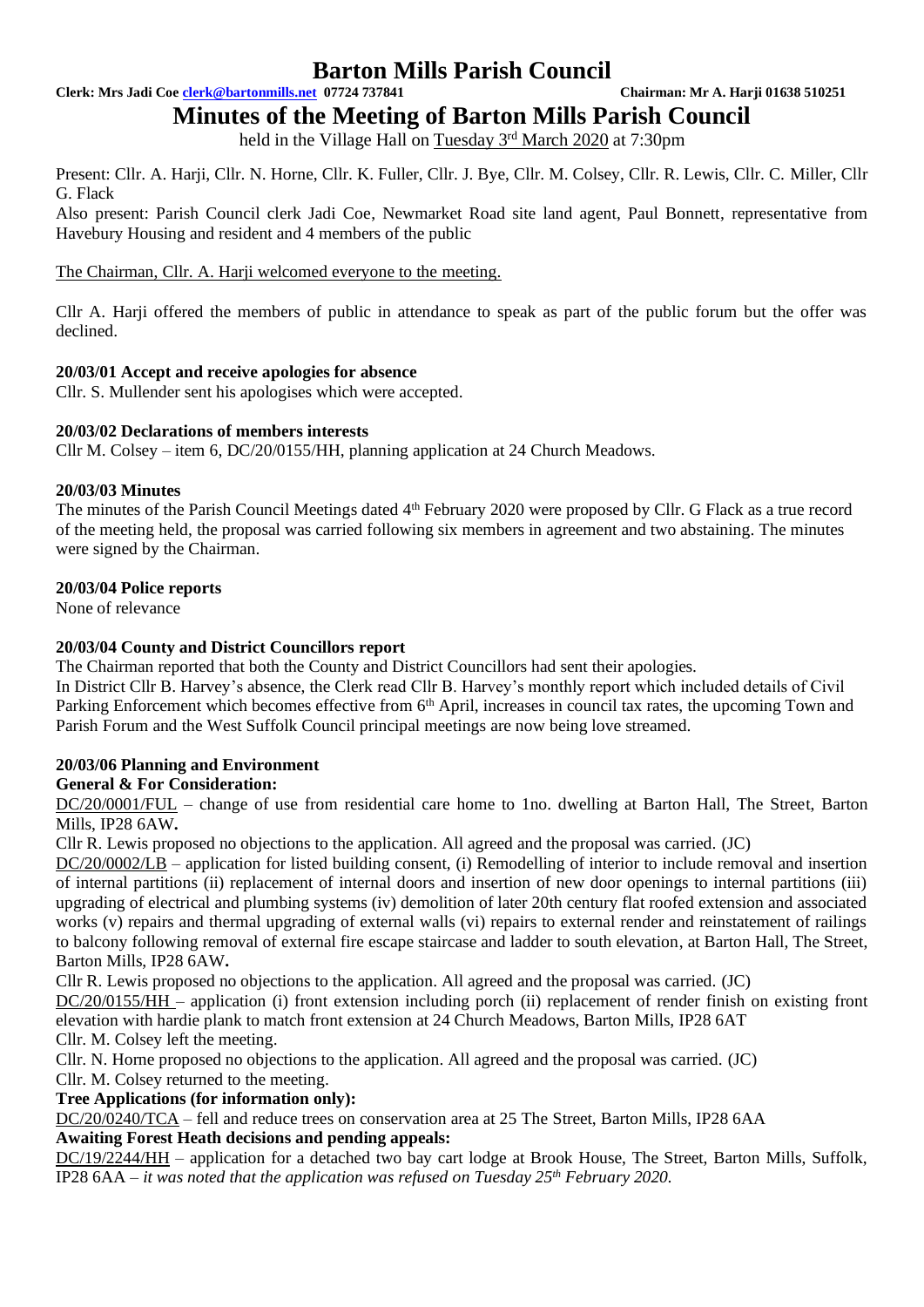# Barton Mills Parish Council

**Clerk: Mrs Jadi Coe clerk@bartonmills.net 07724 737841** **Chairman: Mr A. Harji 01638 510251**

## Minutes of the Meeting of Barton Mills Parish Council

held in the Village Hall on Tuesday 3rd March 2020 at 7:30pm

Present: Cllr. A. Harji, Cllr. N. Horne, Cllr. K. Fuller, Cllr. J. Bye, Cllr. M. Colsey, Cllr. R. Lewis, Cllr. C. Miller, Cllr G. Flack

Also present: Parish Council clerk Jadi Coe, Newmarket Road site land agent, Paul Bonnett, representative from Havebury Housing and resident and 4 members of the public

The Chairman, Cllr. A. Harji welcomed everyone to the meeting.

Cllr A. Harji offered the members of public in attendance to speak as part of the public forum but the offer was declined.

### 20/03/01 Accept and receive apologies for absence

Cllr. S. Mullender sent his apologises which were accepted.

### 20/03/02 Declarations of members interests

Cllr M. Colsey – item 6, DC/20/0155/HH, planning application at 24 Church Meadows.

### 20/03/03 Minutes

The minutes of the Parish Council Meetings dated 4th February 2020 were proposed by Cllr. G Flack as a true record of the meeting held, the proposal was carried following six members in agreement and two abstaining. The minutes were signed by the Chairman.

### 20/03/04 Police reports

None of relevance

### 20/03/04 County and District Councillors report

The Chairman reported that both the County and District Councillors had sent their apologies.

In District Cllr B. Harvey's absence, the Clerk read Cllr B. Harvey's monthly report which included details of Civil Parking Enforcement which becomes effective from 6th April, increases in council tax rates, the upcoming Town and Parish Forum and the West Suffolk Council principal meetings are now being love streamed.

### 20/03/06 Planning and Environment

**General & For Consideration:**

DC/20/0001/FUL – change of use from residential care home to 1no. dwelling at Barton Hall, The Street, Barton Mills, IP28 6AW**.**

Cllr R. Lewis proposed no objections to the application. All agreed and the proposal was carried. (JC)

DC/20/0002/LB – application for listed building consent, (i) Remodelling of interior to include removal and insertion of internal partitions (ii) replacement of internal doors and insertion of new door openings to internal partitions (iii) upgrading of electrical and plumbing systems (iv) demolition of later 20th century flat roofed extension and associated works (v) repairs and thermal upgrading of external walls (vi) repairs to external render and reinstatement of railings to balcony following removal of external fire escape staircase and ladder to south elevation, at Barton Hall, The Street, Barton Mills, IP28 6AW**.**

Cllr R. Lewis proposed no objections to the application. All agreed and the proposal was carried. (JC)

DC/20/0155/HH – application (i) front extension including porch (ii) replacement of render finish on existing front elevation with hardie plank to match front extension at 24 Church Meadows, Barton Mills, IP28 6AT

Cllr. M. Colsey left the meeting.

Cllr. N. Horne proposed no objections to the application. All agreed and the proposal was carried. (JC)

Cllr. M. Colsey returned to the meeting.

**Tree Applications (for information only):**

DC/20/0240/TCA – fell and reduce trees on conservation area at 25 The Street, Barton Mills, IP28 6AA

**Awaiting Forest Heath decisions and pending appeals:**

DC/19/2244/HH – application for a detached two bay cart lodge at Brook House, The Street, Barton Mills, Suffolk, IP28 6AA – *it was noted that the application was refused on Tuesday 25th February 2020.*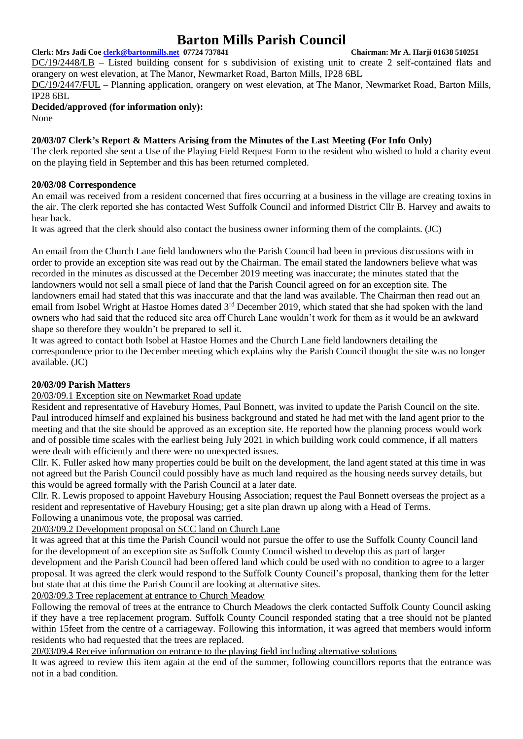DC/19/2448/LB – Listed building consent for s subdivision of existing unit to create 2 self-contained flats and orangery on west elevation, at The Manor, Newmarket Road, Barton Mills, IP28 6BL

DC/19/2447/FUL – Planning application, orangery on west elevation, at The Manor, Newmarket Road, Barton Mills, IP28 6BL

**Decided/approved (for information only):**

None

### 20/03/07 Clerk's Report & Matters Arising from the Minutes of the Last Meeting (For Info Only)

The clerk reported she sent a Use of the Playing Field Request Form to the resident who wished to hold a charity event on the playing field in September and this has been returned completed.

### 20/03/08 Correspondence

An email was received from a resident concerned that fires occurring at a business in the village are creating toxins in the air. The clerk reported she has contacted West Suffolk Council and informed District Cllr B. Harvey and awaits to hear back.

It was agreed that the clerk should also contact the business owner informing them of the complaints. (JC)

An email from the Church Lane field landowners who the Parish Council had been in previous discussions with in order to provide an exception site was read out by the Chairman. The email stated the landowners believe what was recorded in the minutes as discussed at the December 2019 meeting was inaccurate; the minutes stated that the landowners would not sell a small piece of land that the Parish Council agreed on for an exception site. The landowners email had stated that this was inaccurate and that the land was available. The Chairman then read out an email from Isobel Wright at Hastoe Homes dated 3rd December 2019, which stated that she had spoken with the land owners who had said that the reduced site area off Church Lane wouldn't work for them as it would be an awkward shape so therefore they wouldn't be prepared to sell it.

It was agreed to contact both Isobel at Hastoe Homes and the Church Lane field landowners detailing the correspondence prior to the December meeting which explains why the Parish Council thought the site was no longer available. (JC)

### 20/03/09 Parish Matters

20/03/09.1 Exception site on Newmarket Road update

Resident and representative of Havebury Homes, Paul Bonnett, was invited to update the Parish Council on the site. Paul introduced himself and explained his business background and stated he had met with the land agent prior to the meeting and that the site should be approved as an exception site. He reported how the planning process would work and of possible time scales with the earliest being July 2021 in which building work could commence, if all matters were dealt with efficiently and there were no unexpected issues.

Cllr. K. Fuller asked how many properties could be built on the development, the land agent stated at this time in was not agreed but the Parish Council could possibly have as much land required as the housing needs survey details, but this would be agreed formally with the Parish Council at a later date.

Cllr. R. Lewis proposed to appoint Havebury Housing Association; request the Paul Bonnett overseas the project as a resident and representative of Havebury Housing; get a site plan drawn up along with a Head of Terms.

Following a unanimous vote, the proposal was carried.

20/03/09.2 Development proposal on SCC land on Church Lane

It was agreed that at this time the Parish Council would not pursue the offer to use the Suffolk County Council land for the development of an exception site as Suffolk County Council wished to develop this as part of larger development and the Parish Council had been offered land which could be used with no condition to agree to a larger proposal. It was agreed the clerk would respond to the Suffolk County Council's proposal, thanking them for the letter but state that at this time the Parish Council are looking at alternative sites.

20/03/09.3 Tree replacement at entrance to Church Meadow

Following the removal of trees at the entrance to Church Meadows the clerk contacted Suffolk County Council asking if they have a tree replacement program. Suffolk County Council responded stating that a tree should not be planted within 15feet from the centre of a carriageway. Following this information, it was agreed that members would inform residents who had requested that the trees are replaced.

20/03/09.4 Receive information on entrance to the playing field including alternative solutions

It was agreed to review this item again at the end of the summer, following councillors reports that the entrance was not in a bad condition.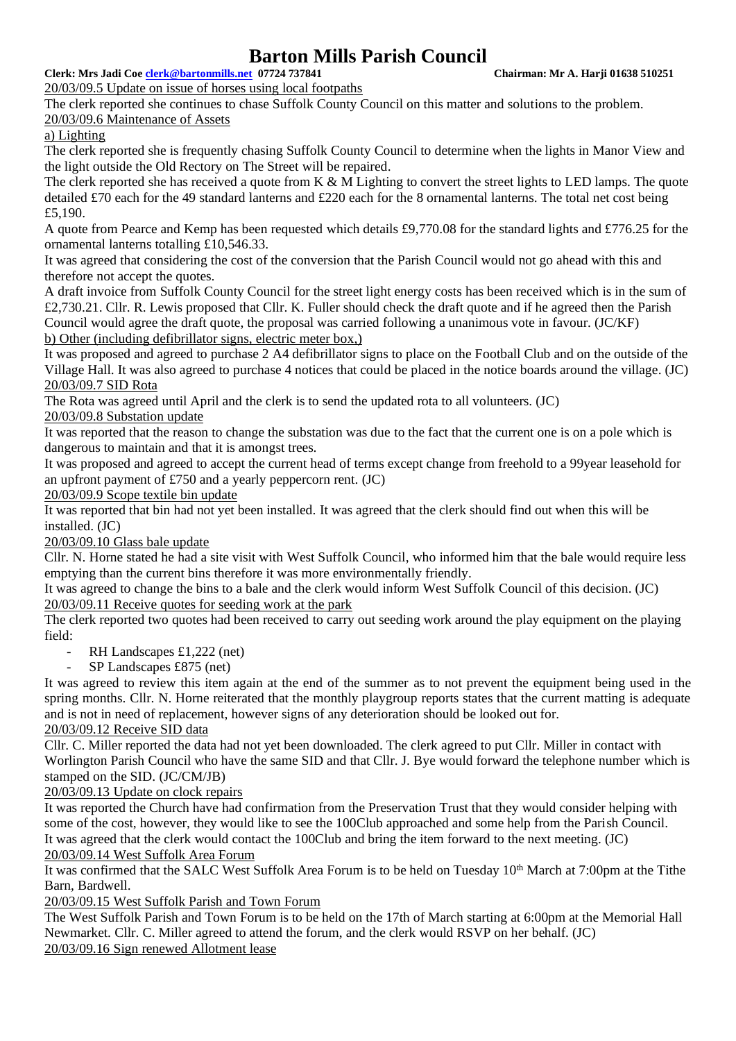20/03/09.5 Update on issue of horses using local footpaths

The clerk reported she continues to chase Suffolk County Council on this matter and solutions to the problem.

20/03/09.6 Maintenance of Assets

a) Lighting

The clerk reported she is frequently chasing Suffolk County Council to determine when the lights in Manor View and the light outside the Old Rectory on The Street will be repaired.

The clerk reported she has received a quote from K & M Lighting to convert the street lights to LED lamps. The quote detailed £70 each for the 49 standard lanterns and £220 each for the 8 ornamental lanterns. The total net cost being £5,190.

A quote from Pearce and Kemp has been requested which details £9,770.08 for the standard lights and £776.25 for the ornamental lanterns totalling £10,546.33.

It was agreed that considering the cost of the conversion that the Parish Council would not go ahead with this and therefore not accept the quotes.

A draft invoice from Suffolk County Council for the street light energy costs has been received which is in the sum of £2,730.21. Cllr. R. Lewis proposed that Cllr. K. Fuller should check the draft quote and if he agreed then the Parish Council would agree the draft quote, the proposal was carried following a unanimous vote in favour. (JC/KF)

b) Other (including defibrillator signs, electric meter box,)

It was proposed and agreed to purchase 2 A4 defibrillator signs to place on the Football Club and on the outside of the Village Hall. It was also agreed to purchase 4 notices that could be placed in the notice boards around the village. (JC)

20/03/09.7 SID Rota

The Rota was agreed until April and the clerk is to send the updated rota to all volunteers. (JC)

20/03/09.8 Substation update

It was reported that the reason to change the substation was due to the fact that the current one is on a pole which is dangerous to maintain and that it is amongst trees.

It was proposed and agreed to accept the current head of terms except change from freehold to a 99year leasehold for an upfront payment of £750 and a yearly peppercorn rent. (JC)

20/03/09.9 Scope textile bin update

It was reported that bin had not yet been installed. It was agreed that the clerk should find out when this will be installed. (JC)

20/03/09.10 Glass bale update

Cllr. N. Horne stated he had a site visit with West Suffolk Council, who informed him that the bale would require less emptying than the current bins therefore it was more environmentally friendly.

It was agreed to change the bins to a bale and the clerk would inform West Suffolk Council of this decision. (JC)

20/03/09.11 Receive quotes for seeding work at the park

The clerk reported two quotes had been received to carry out seeding work around the play equipment on the playing field:

- RH Landscapes £1,222 (net)
- SP Landscapes £875 (net)

It was agreed to review this item again at the end of the summer as to not prevent the equipment being used in the spring months. Cllr. N. Horne reiterated that the monthly playgroup reports states that the current matting is adequate and is not in need of replacement, however signs of any deterioration should be looked out for.

20/03/09.12 Receive SID data

Cllr. C. Miller reported the data had not yet been downloaded. The clerk agreed to put Cllr. Miller in contact with Worlington Parish Council who have the same SID and that Cllr. J. Bye would forward the telephone number which is stamped on the SID. (JC/CM/JB)

20/03/09.13 Update on clock repairs

It was reported the Church have had confirmation from the Preservation Trust that they would consider helping with some of the cost, however, they would like to see the 100Club approached and some help from the Parish Council.

It was agreed that the clerk would contact the 100Club and bring the item forward to the next meeting. (JC)

20/03/09.14 West Suffolk Area Forum

It was confirmed that the SALC West Suffolk Area Forum is to be held on Tuesday 10th March at 7:00pm at the Tithe Barn, Bardwell.

20/03/09.15 West Suffolk Parish and Town Forum

The West Suffolk Parish and Town Forum is to be held on the 17th of March starting at 6:00pm at the Memorial Hall Newmarket. Cllr. C. Miller agreed to attend the forum, and the clerk would RSVP on her behalf. (JC)

20/03/09.16 Sign renewed Allotment lease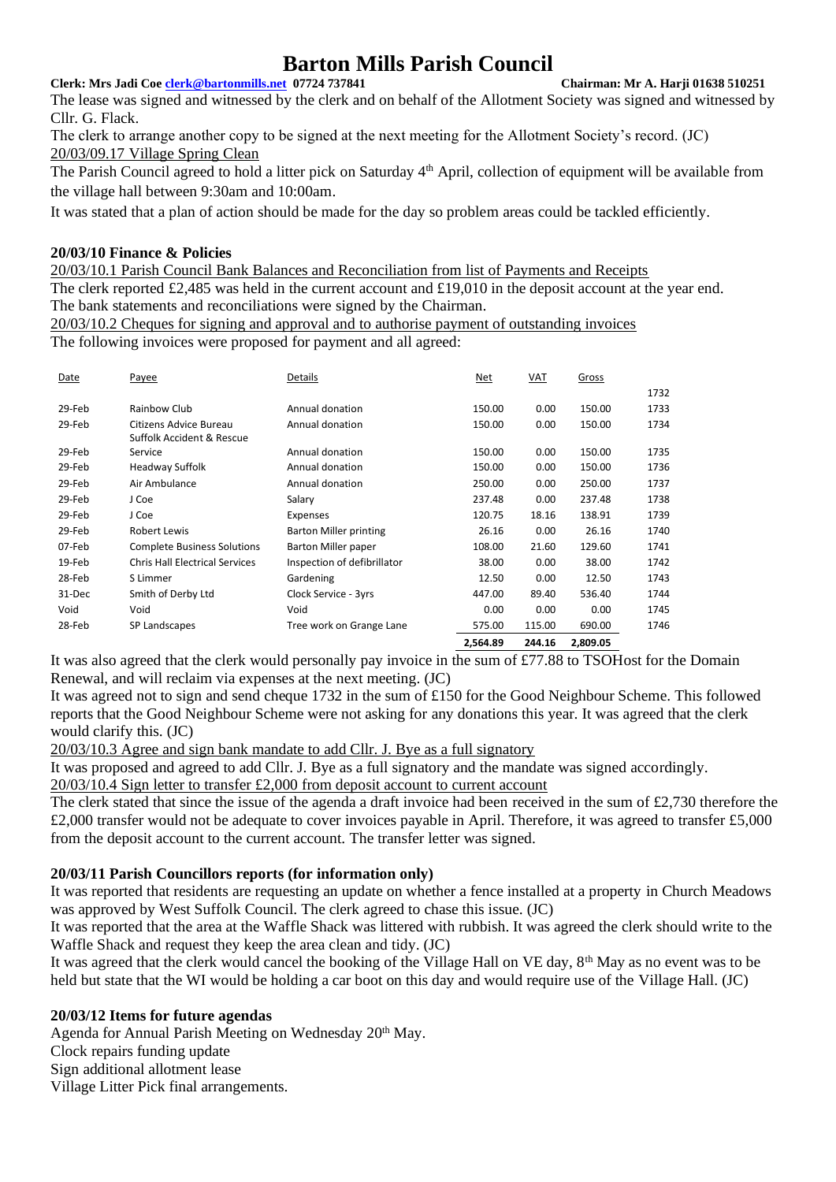# Barton Mills Parish Council

**Clerk: Mrs Jadi Coe clerk@bartonmills.net 07724 737841** **Chairman: Mr A. Harji 01638 510251**

The lease was signed and witnessed by the clerk and on behalf of the Allotment Society was signed and witnessed by Cllr. G. Flack.

The clerk to arrange another copy to be signed at the next meeting for the Allotment Society's record. (JC)

20/03/09.17 Village Spring Clean

The Parish Council agreed to hold a litter pick on Saturday 4th April, collection of equipment will be available from the village hall between 9:30am and 10:00am.

It was stated that a plan of action should be made for the day so problem areas could be tackled efficiently.

**20/03/10 Finance & Policies**

20/03/10.1 Parish Council Bank Balances and Reconciliation from list of Payments and Receipts

The clerk reported £2,485 was held in the current account and £19,010 in the deposit account at the year end. The bank statements and reconciliations were signed by the Chairman.

20/03/10.2 Cheques for signing and approval and to authorise payment of outstanding invoices

The following invoices were proposed for payment and all agreed:

| Date | Payee | Details | Net | VAT | Gross | |
|---|---|---|---|---|---|---|
| | | | | | | 1732 |
| 29-Feb | Rainbow Club | Annual donation | 150.00 | 0.00 | 150.00 | 1733 |
| 29-Feb | Citizens Advice Bureau | Annual donation | 150.00 | 0.00 | 150.00 | 1734 |
| 29-Feb | Suffolk Accident & Rescue Service | Annual donation | 150.00 | 0.00 | 150.00 | 1735 |
| 29-Feb | Headway Suffolk | Annual donation | 150.00 | 0.00 | 150.00 | 1736 |
| 29-Feb | Air Ambulance | Annual donation | 250.00 | 0.00 | 250.00 | 1737 |
| 29-Feb | J Coe | Salary | 237.48 | 0.00 | 237.48 | 1738 |
| 29-Feb | J Coe | Expenses | 120.75 | 18.16 | 138.91 | 1739 |
| 29-Feb | Robert Lewis | Barton Miller printing | 26.16 | 0.00 | 26.16 | 1740 |
| 07-Feb | Complete Business Solutions | Barton Miller paper | 108.00 | 21.60 | 129.60 | 1741 |
| 19-Feb | Chris Hall Electrical Services | Inspection of defibrillator | 38.00 | 0.00 | 38.00 | 1742 |
| 28-Feb | S Limmer | Gardening | 12.50 | 0.00 | 12.50 | 1743 |
| 31-Dec | Smith of Derby Ltd | Clock Service - 3yrs | 447.00 | 89.40 | 536.40 | 1744 |
| Void | Void | Void | 0.00 | 0.00 | 0.00 | 1745 |
| 28-Feb | SP Landscapes | Tree work on Grange Lane | 575.00 | 115.00 | 690.00 | 1746 |
| | | | 2,564.89 | 244.16 | 2,809.05 | |

It was also agreed that the clerk would personally pay invoice in the sum of £77.88 to TSOHost for the Domain Renewal, and will reclaim via expenses at the next meeting. (JC)

It was agreed not to sign and send cheque 1732 in the sum of £150 for the Good Neighbour Scheme. This followed reports that the Good Neighbour Scheme were not asking for any donations this year. It was agreed that the clerk would clarify this. (JC)

20/03/10.3 Agree and sign bank mandate to add Cllr. J. Bye as a full signatory

It was proposed and agreed to add Cllr. J. Bye as a full signatory and the mandate was signed accordingly.

20/03/10.4 Sign letter to transfer £2,000 from deposit account to current account

The clerk stated that since the issue of the agenda a draft invoice had been received in the sum of £2,730 therefore the £2,000 transfer would not be adequate to cover invoices payable in April. Therefore, it was agreed to transfer £5,000 from the deposit account to the current account. The transfer letter was signed.

**20/03/11 Parish Councillors reports (for information only)**

It was reported that residents are requesting an update on whether a fence installed at a property in Church Meadows was approved by West Suffolk Council. The clerk agreed to chase this issue. (JC)

It was reported that the area at the Waffle Shack was littered with rubbish. It was agreed the clerk should write to the Waffle Shack and request they keep the area clean and tidy. (JC)

It was agreed that the clerk would cancel the booking of the Village Hall on VE day, 8th May as no event was to be held but state that the WI would be holding a car boot on this day and would require use of the Village Hall. (JC)

**20/03/12 Items for future agendas**

Agenda for Annual Parish Meeting on Wednesday 20th May.
Clock repairs funding update
Sign additional allotment lease
Village Litter Pick final arrangements.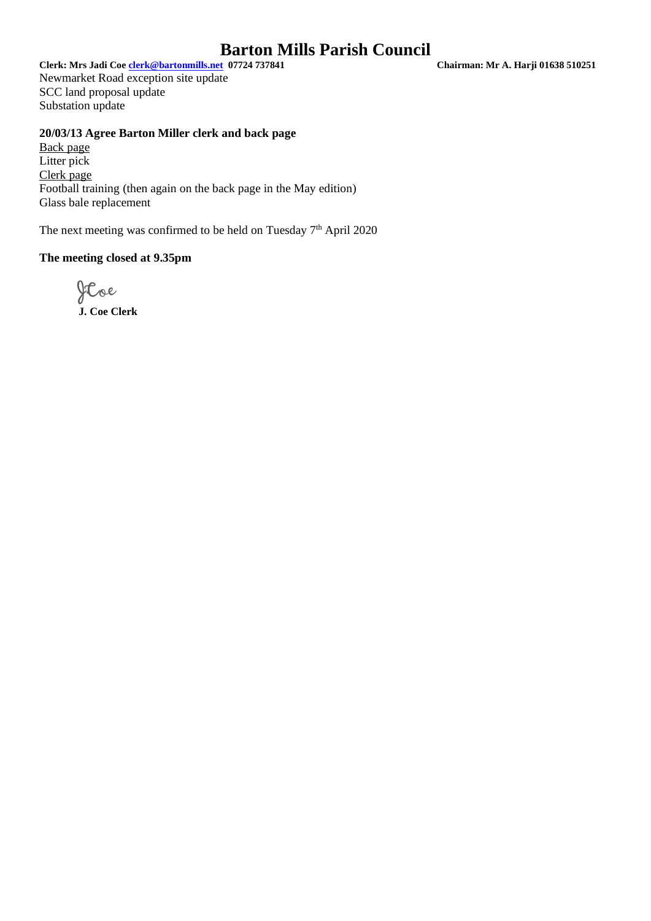Newmarket Road exception site update
SCC land proposal update
Substation update

**20/03/13 Agree Barton Miller clerk and back page**

Back page
Litter pick
Clerk page
Football training (then again on the back page in the May edition)
Glass bale replacement

The next meeting was confirmed to be held on Tuesday 7th April 2020

**The meeting closed at 9.35pm**

JCoe
**J. Coe Clerk**